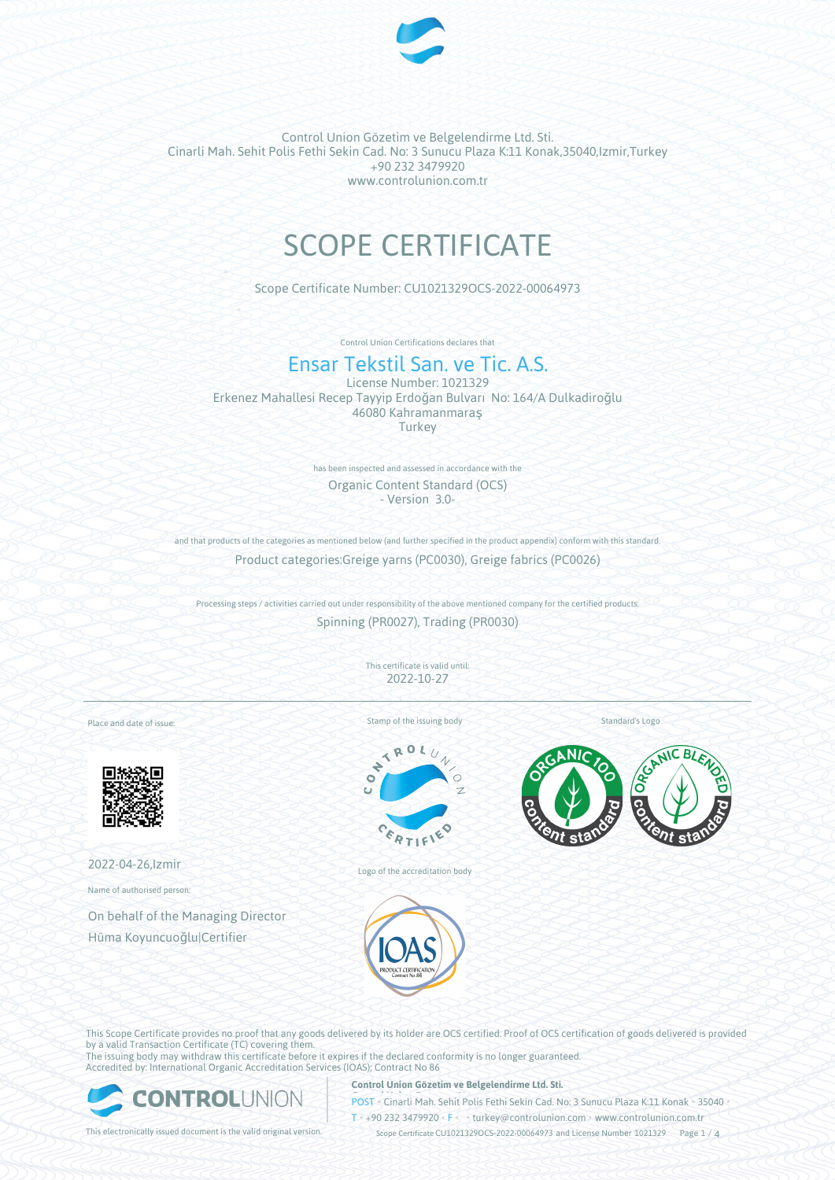Control Union Gözetim ve Belgelendirme Ltd. Sti.
Cinarli Mah. Sehit Polis Fethi Sekin Cad. No: 3 Sunucu Plaza K:11 Konak,35040,Izmir,Turkey
+90 232 3479920
www.controlunion.com.tr

# SCOPE CERTIFICATE

Scope Certificate Number: CU1021329OCS-2022-00064973

Control Union Certifications declares that

## Ensar Tekstil San. ve Tic. A.S.

License Number: 1021329
Erkenez Mahallesi Recep Tayyip Erdoğan Bulvarı No: 164/A Dulkadiroğlu
46080 Kahramanmaraş
Turkey

has been inspected and assessed in accordance with the

Organic Content Standard (OCS)
- Version 3.0-

and that products of the categories as mentioned below (and further specified in the product appendix) conform with this standard.

Product categories:Greige yarns (PC0030), Greige fabrics (PC0026)

Processing steps / activities carried out under responsibility of the above mentioned company for the certified products:

Spinning (PR0027), Trading (PR0030)

This certificate is valid until:
2022-10-27

Place and date of issue:

2022-04-26,Izmir

Name of authorised person:

On behalf of the Managing Director
Hüma Koyuncuoğlu|Certifier

Stamp of the issuing body

Logo of the accreditation body

Standard's Logo

This Scope Certificate provides no proof that any goods delivered by its holder are OCS certified. Proof of OCS certification of goods delivered is provided by a valid Transaction Certificate (TC) covering them.
The issuing body may withdraw this certificate before it expires if the declared conformity is no longer guaranteed.
Accredited by: International Organic Accreditation Services (IOAS); Contract No 86

This electronically issued document is the valid original version.

**Control Union Gözetim ve Belgelendirme Ltd. Sti.**
POST • Cinarli Mah. Sehit Polis Fethi Sekin Cad. No: 3 Sunucu Plaza K:11 Konak • 35040 •
T • +90 232 3479920 • F • • turkey@controlunion.com • www.controlunion.com.tr
Scope Certificate CU1021329OCS-2022-00064973 and License Number 1021329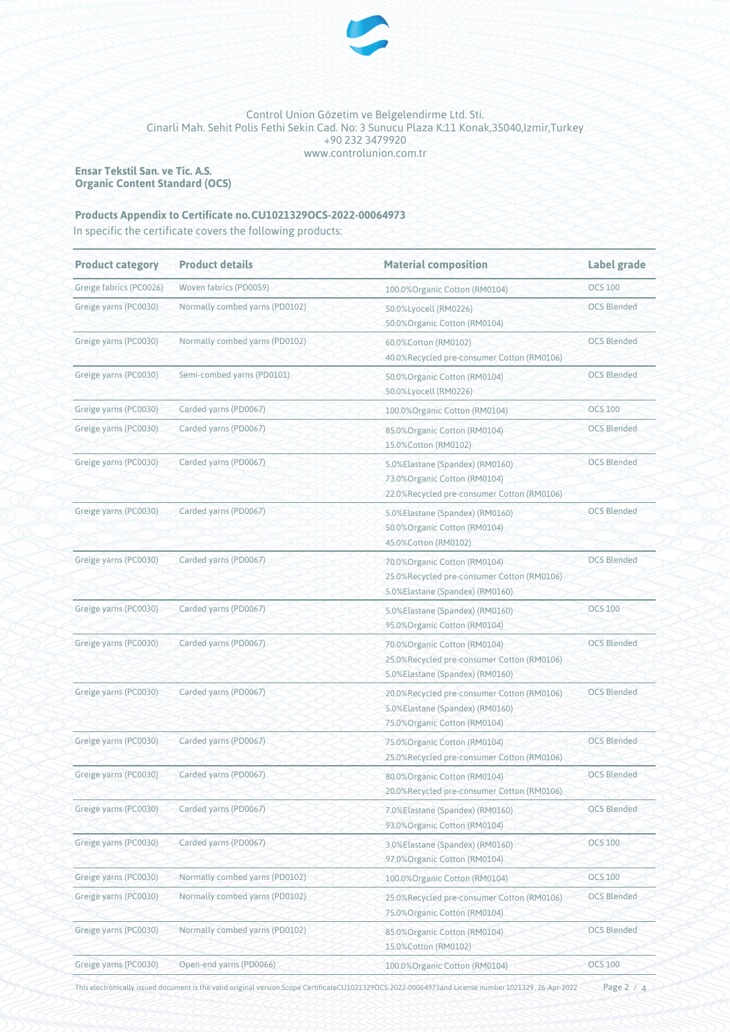Control Union Gözetim ve Belgelendirme Ltd. Sti.
Cinarli Mah. Sehit Polis Fethi Sekin Cad. No: 3 Sunucu Plaza K:11 Konak,35040,Izmir,Turkey
+90 232 3479920
www.controlunion.com.tr

**Ensar Tekstil San. ve Tic. A.S.**
**Organic Content Standard (OCS)**

**Products Appendix to Certificate no.CU1021329OCS-2022-00064973**

In specific the certificate covers the following products:

| Product category | Product details | Material composition | Label grade |
|---|---|---|---|
| Greige fabrics (PC0026) | Woven fabrics (PD0059) | 100.0%Organic Cotton (RM0104) | OCS 100 |
| Greige yarns (PC0030) | Normally combed yarns (PD0102) | 50.0%Lyocell (RM0226)<br>50.0%Organic Cotton (RM0104) | OCS Blended |
| Greige yarns (PC0030) | Normally combed yarns (PD0102) | 60.0%Cotton (RM0102)<br>40.0%Recycled pre-consumer Cotton (RM0106) | OCS Blended |
| Greige yarns (PC0030) | Semi-combed yarns (PD0101) | 50.0%Organic Cotton (RM0104)<br>50.0%Lyocell (RM0226) | OCS Blended |
| Greige yarns (PC0030) | Carded yarns (PD0067) | 100.0%Organic Cotton (RM0104) | OCS 100 |
| Greige yarns (PC0030) | Carded yarns (PD0067) | 85.0%Organic Cotton (RM0104)<br>15.0%Cotton (RM0102) | OCS Blended |
| Greige yarns (PC0030) | Carded yarns (PD0067) | 5.0%Elastane (Spandex) (RM0160)<br>73.0%Organic Cotton (RM0104)<br>22.0%Recycled pre-consumer Cotton (RM0106) | OCS Blended |
| Greige yarns (PC0030) | Carded yarns (PD0067) | 5.0%Elastane (Spandex) (RM0160)<br>50.0%Organic Cotton (RM0104)<br>45.0%Cotton (RM0102) | OCS Blended |
| Greige yarns (PC0030) | Carded yarns (PD0067) | 70.0%Organic Cotton (RM0104)<br>25.0%Recycled pre-consumer Cotton (RM0106)<br>5.0%Elastane (Spandex) (RM0160) | OCS Blended |
| Greige yarns (PC0030) | Carded yarns (PD0067) | 5.0%Elastane (Spandex) (RM0160)<br>95.0%Organic Cotton (RM0104) | OCS 100 |
| Greige yarns (PC0030) | Carded yarns (PD0067) | 70.0%Organic Cotton (RM0104)<br>25.0%Recycled pre-consumer Cotton (RM0106)<br>5.0%Elastane (Spandex) (RM0160) | OCS Blended |
| Greige yarns (PC0030) | Carded yarns (PD0067) | 20.0%Recycled pre-consumer Cotton (RM0106)<br>5.0%Elastane (Spandex) (RM0160)<br>75.0%Organic Cotton (RM0104) | OCS Blended |
| Greige yarns (PC0030) | Carded yarns (PD0067) | 75.0%Organic Cotton (RM0104)<br>25.0%Recycled pre-consumer Cotton (RM0106) | OCS Blended |
| Greige yarns (PC0030) | Carded yarns (PD0067) | 80.0%Organic Cotton (RM0104)<br>20.0%Recycled pre-consumer Cotton (RM0106) | OCS Blended |
| Greige yarns (PC0030) | Carded yarns (PD0067) | 7.0%Elastane (Spandex) (RM0160)<br>93.0%Organic Cotton (RM0104) | OCS Blended |
| Greige yarns (PC0030) | Carded yarns (PD0067) | 3.0%Elastane (Spandex) (RM0160)<br>97.0%Organic Cotton (RM0104) | OCS 100 |
| Greige yarns (PC0030) | Normally combed yarns (PD0102) | 100.0%Organic Cotton (RM0104) | OCS 100 |
| Greige yarns (PC0030) | Normally combed yarns (PD0102) | 25.0%Recycled pre-consumer Cotton (RM0106)<br>75.0%Organic Cotton (RM0104) | OCS Blended |
| Greige yarns (PC0030) | Normally combed yarns (PD0102) | 85.0%Organic Cotton (RM0104)<br>15.0%Cotton (RM0102) | OCS Blended |
| Greige yarns (PC0030) | Open-end yarns (PD0066) | 100.0%Organic Cotton (RM0104) | OCS 100 |

This electronically issued document is the valid original version.Scope CertificateCU1021329OCS-2022-00064973and License number 1021329 , 26-Apr-2022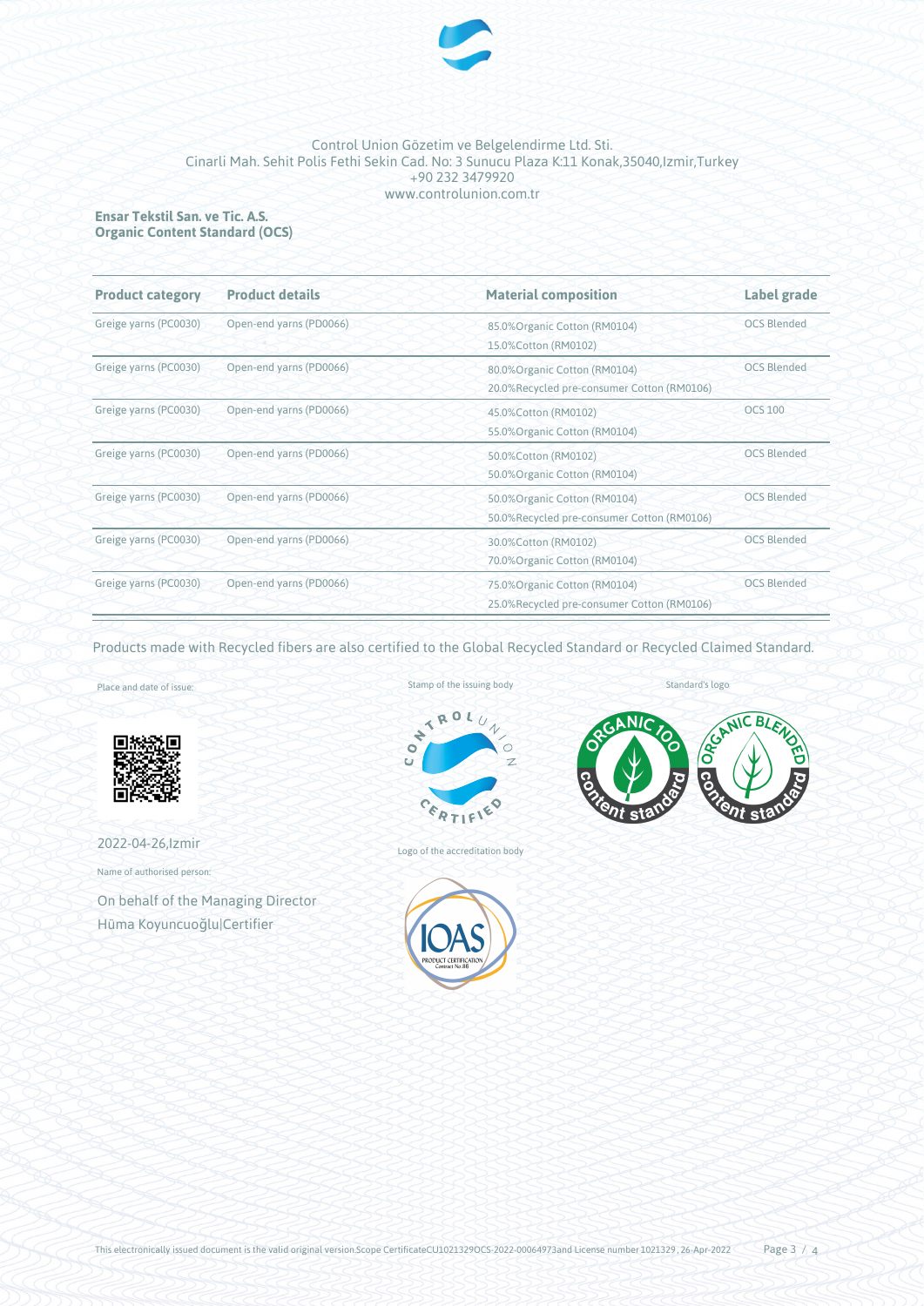Control Union Gözetim ve Belgelendirme Ltd. Sti.
Cinarli Mah. Sehit Polis Fethi Sekin Cad. No: 3 Sunucu Plaza K:11 Konak,35040,Izmir,Turkey
+90 232 3479920
www.controlunion.com.tr

**Ensar Tekstil San. ve Tic. A.S.**
**Organic Content Standard (OCS)**

| Product category | Product details | Material composition | Label grade |
|---|---|---|---|
| Greige yarns (PC0030) | Open-end yarns (PD0066) | 85.0%Organic Cotton (RM0104)<br>15.0%Cotton (RM0102) | OCS Blended |
| Greige yarns (PC0030) | Open-end yarns (PD0066) | 80.0%Organic Cotton (RM0104)<br>20.0%Recycled pre-consumer Cotton (RM0106) | OCS Blended |
| Greige yarns (PC0030) | Open-end yarns (PD0066) | 45.0%Cotton (RM0102)<br>55.0%Organic Cotton (RM0104) | OCS 100 |
| Greige yarns (PC0030) | Open-end yarns (PD0066) | 50.0%Cotton (RM0102)<br>50.0%Organic Cotton (RM0104) | OCS Blended |
| Greige yarns (PC0030) | Open-end yarns (PD0066) | 50.0%Organic Cotton (RM0104)<br>50.0%Recycled pre-consumer Cotton (RM0106) | OCS Blended |
| Greige yarns (PC0030) | Open-end yarns (PD0066) | 30.0%Cotton (RM0102)<br>70.0%Organic Cotton (RM0104) | OCS Blended |
| Greige yarns (PC0030) | Open-end yarns (PD0066) | 75.0%Organic Cotton (RM0104)<br>25.0%Recycled pre-consumer Cotton (RM0106) | OCS Blended |

Products made with Recycled fibers are also certified to the Global Recycled Standard or Recycled Claimed Standard.

Place and date of issue:

2022-04-26,Izmir

Name of authorised person:

On behalf of the Managing Director
Hüma Koyuncuoğlu|Certifier

Stamp of the issuing body

Logo of the accreditation body

Standard's logo

This electronically issued document is the valid original version.Scope CertificateCU1021329OCS-2022-00064973and License number 1021329 , 26-Apr-2022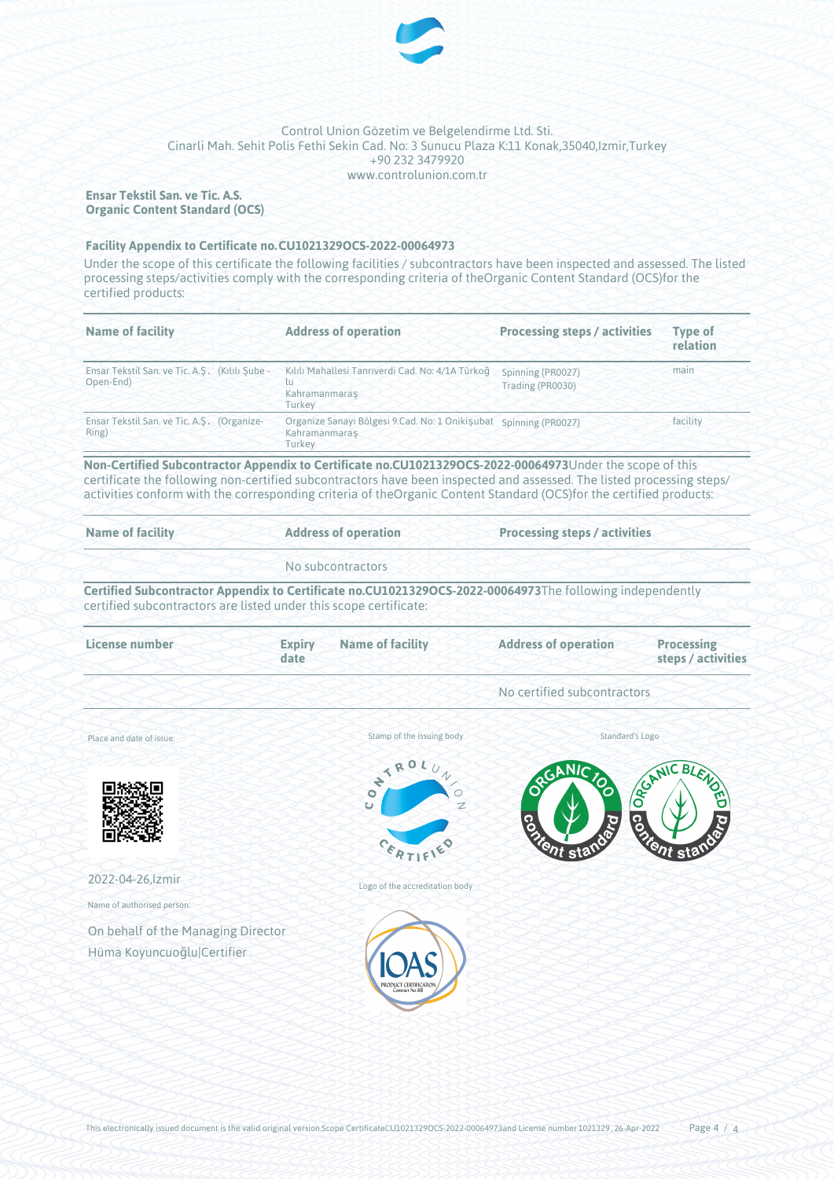Control Union Gözetim ve Belgelendirme Ltd. Sti.
Cinarli Mah. Sehit Polis Fethi Sekin Cad. No: 3 Sunucu Plaza K:11 Konak,35040,Izmir,Turkey
+90 232 3479920
www.controlunion.com.tr

**Ensar Tekstil San. ve Tic. A.S.**
**Organic Content Standard (OCS)**

**Facility Appendix to Certificate no. CU1021329OCS-2022-00064973**

Under the scope of this certificate the following facilities / subcontractors have been inspected and assessed. The listed processing steps/activities comply with the corresponding criteria of theOrganic Content Standard (OCS)for the certified products:

| Name of facility | Address of operation | Processing steps / activities | Type of relation |
| --- | --- | --- | --- |
| Ensar Tekstil San. ve Tic. A.Ş. (Kılılı Şube - Open-End) | Kılılı Mahallesi Tanrıverdi Cad. No: 4/1A Türkoğlu Kahramanmaraş Turkey | Spinning (PR0027) Trading (PR0030) | main |
| Ensar Tekstil San. ve Tic. A.Ş. (Organize-Ring) | Organize Sanayi Bölgesi 9.Cad. No: 1 Onikişubat Kahramanmaraş Turkey | Spinning (PR0027) | facility |

**Non-Certified Subcontractor Appendix to Certificate no.CU1021329OCS-2022-00064973**Under the scope of this certificate the following non-certified subcontractors have been inspected and assessed. The listed processing steps/activities conform with the corresponding criteria of theOrganic Content Standard (OCS)for the certified products:

| Name of facility | Address of operation | Processing steps / activities |
| --- | --- | --- |
| | No subcontractors | |

**Certified Subcontractor Appendix to Certificate no.CU1021329OCS-2022-00064973**The following independently certified subcontractors are listed under this scope certificate:

| License number | Expiry date | Name of facility | Address of operation | Processing steps / activities |
| --- | --- | --- | --- | --- |
| | | | No certified subcontractors | |

Place and date of issue:

2022-04-26,Izmir

Name of authorised person:

On behalf of the Managing Director
Hüma Koyuncuoğlu|Certifier

Stamp of the issuing body

Logo of the accreditation body

Standard's Logo

This electronically issued document is the valid original version.Scope CertificateCU1021329OCS-2022-00064973and License number 1021329 , 26-Apr-2022